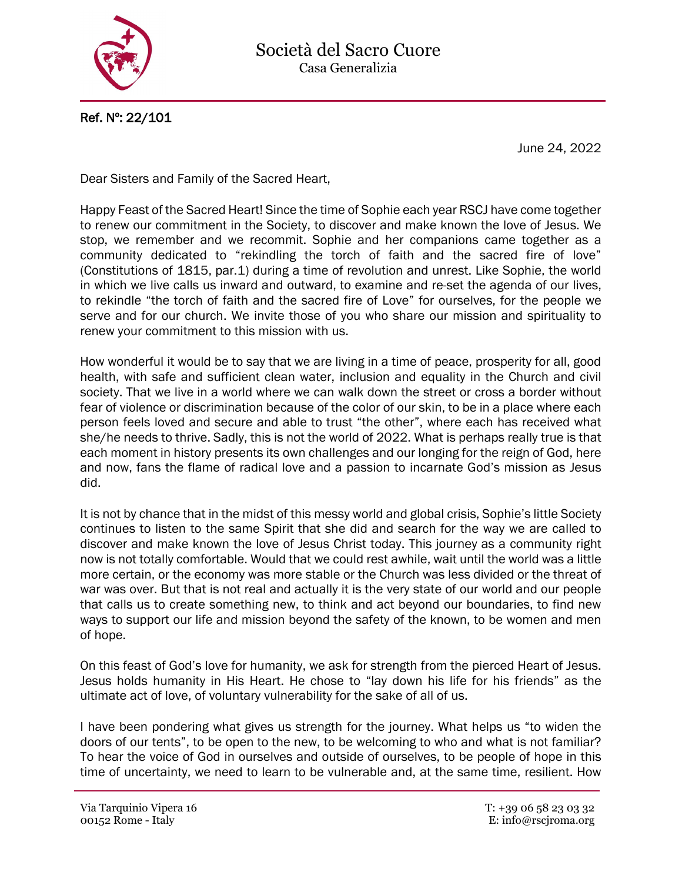# Società del Sacro Cuore

Casa Generalizia

**Ref. N°: 22/101**

June 24, 2022

Dear Sisters and Family of the Sacred Heart,

Happy Feast of the Sacred Heart! Since the time of Sophie each year RSCJ have come together to renew our commitment in the Society, to discover and make known the love of Jesus. We stop, we remember and we recommit. Sophie and her companions came together as a community dedicated to "rekindling the torch of faith and the sacred fire of love" (Constitutions of 1815, par.1) during a time of revolution and unrest. Like Sophie, the world in which we live calls us inward and outward, to examine and re-set the agenda of our lives, to rekindle "the torch of faith and the sacred fire of Love" for ourselves, for the people we serve and for our church. We invite those of you who share our mission and spirituality to renew your commitment to this mission with us.

How wonderful it would be to say that we are living in a time of peace, prosperity for all, good health, with safe and sufficient clean water, inclusion and equality in the Church and civil society. That we live in a world where we can walk down the street or cross a border without fear of violence or discrimination because of the color of our skin, to be in a place where each person feels loved and secure and able to trust "the other", where each has received what she/he needs to thrive. Sadly, this is not the world of 2022. What is perhaps really true is that each moment in history presents its own challenges and our longing for the reign of God, here and now, fans the flame of radical love and a passion to incarnate God's mission as Jesus did.

It is not by chance that in the midst of this messy world and global crisis, Sophie's little Society continues to listen to the same Spirit that she did and search for the way we are called to discover and make known the love of Jesus Christ today. This journey as a community right now is not totally comfortable. Would that we could rest awhile, wait until the world was a little more certain, or the economy was more stable or the Church was less divided or the threat of war was over. But that is not real and actually it is the very state of our world and our people that calls us to create something new, to think and act beyond our boundaries, to find new ways to support our life and mission beyond the safety of the known, to be women and men of hope.

On this feast of God's love for humanity, we ask for strength from the pierced Heart of Jesus. Jesus holds humanity in His Heart. He chose to "lay down his life for his friends" as the ultimate act of love, of voluntary vulnerability for the sake of all of us.

I have been pondering what gives us strength for the journey. What helps us "to widen the doors of our tents", to be open to the new, to be welcoming to who and what is not familiar? To hear the voice of God in ourselves and outside of ourselves, to be people of hope in this time of uncertainty, we need to learn to be vulnerable and, at the same time, resilient. How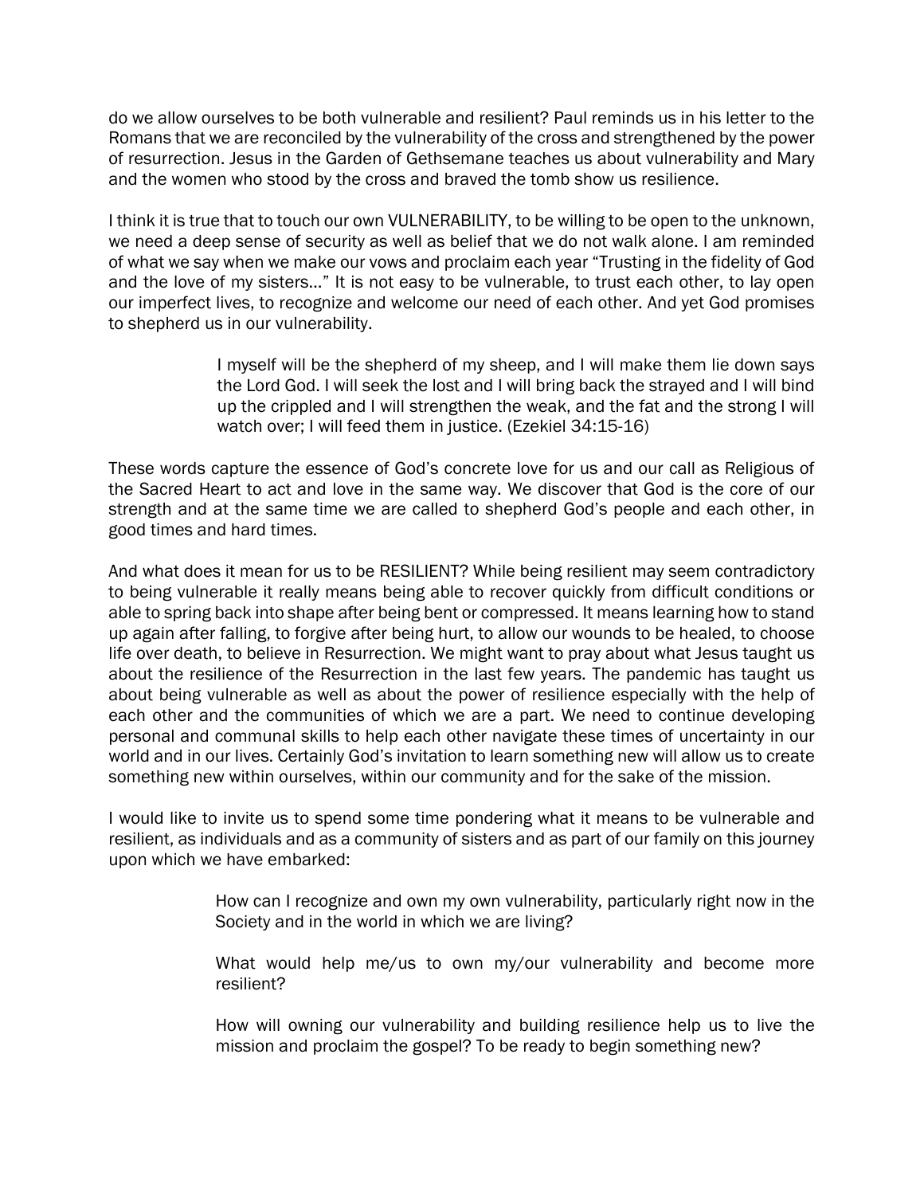do we allow ourselves to be both vulnerable and resilient? Paul reminds us in his letter to the Romans that we are reconciled by the vulnerability of the cross and strengthened by the power of resurrection. Jesus in the Garden of Gethsemane teaches us about vulnerability and Mary and the women who stood by the cross and braved the tomb show us resilience.

I think it is true that to touch our own VULNERABILITY, to be willing to be open to the unknown, we need a deep sense of security as well as belief that we do not walk alone. I am reminded of what we say when we make our vows and proclaim each year "Trusting in the fidelity of God and the love of my sisters…" It is not easy to be vulnerable, to trust each other, to lay open our imperfect lives, to recognize and welcome our need of each other. And yet God promises to shepherd us in our vulnerability.

> I myself will be the shepherd of my sheep, and I will make them lie down says the Lord God. I will seek the lost and I will bring back the strayed and I will bind up the crippled and I will strengthen the weak, and the fat and the strong I will watch over; I will feed them in justice. (Ezekiel 34:15-16)

These words capture the essence of God's concrete love for us and our call as Religious of the Sacred Heart to act and love in the same way. We discover that God is the core of our strength and at the same time we are called to shepherd God's people and each other, in good times and hard times.

And what does it mean for us to be RESILIENT? While being resilient may seem contradictory to being vulnerable it really means being able to recover quickly from difficult conditions or able to spring back into shape after being bent or compressed. It means learning how to stand up again after falling, to forgive after being hurt, to allow our wounds to be healed, to choose life over death, to believe in Resurrection. We might want to pray about what Jesus taught us about the resilience of the Resurrection in the last few years. The pandemic has taught us about being vulnerable as well as about the power of resilience especially with the help of each other and the communities of which we are a part. We need to continue developing personal and communal skills to help each other navigate these times of uncertainty in our world and in our lives. Certainly God's invitation to learn something new will allow us to create something new within ourselves, within our community and for the sake of the mission.

I would like to invite us to spend some time pondering what it means to be vulnerable and resilient, as individuals and as a community of sisters and as part of our family on this journey upon which we have embarked:

> How can I recognize and own my own vulnerability, particularly right now in the Society and in the world in which we are living?
>
> What would help me/us to own my/our vulnerability and become more resilient?
>
> How will owning our vulnerability and building resilience help us to live the mission and proclaim the gospel? To be ready to begin something new?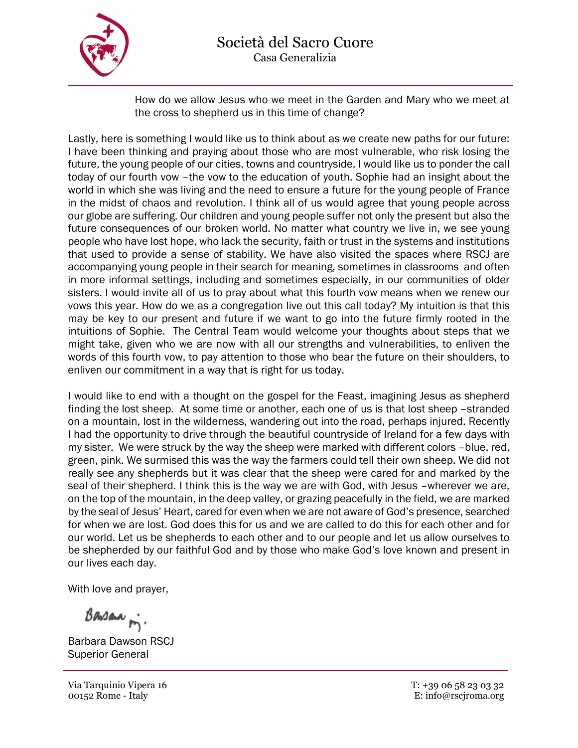How do we allow Jesus who we meet in the Garden and Mary who we meet at the cross to shepherd us in this time of change?

Lastly, here is something I would like us to think about as we create new paths for our future: I have been thinking and praying about those who are most vulnerable, who risk losing the future, the young people of our cities, towns and countryside. I would like us to ponder the call today of our fourth vow –the vow to the education of youth. Sophie had an insight about the world in which she was living and the need to ensure a future for the young people of France in the midst of chaos and revolution. I think all of us would agree that young people across our globe are suffering. Our children and young people suffer not only the present but also the future consequences of our broken world. No matter what country we live in, we see young people who have lost hope, who lack the security, faith or trust in the systems and institutions that used to provide a sense of stability. We have also visited the spaces where RSCJ are accompanying young people in their search for meaning, sometimes in classrooms and often in more informal settings, including and sometimes especially, in our communities of older sisters. I would invite all of us to pray about what this fourth vow means when we renew our vows this year. How do we as a congregation live out this call today? My intuition is that this may be key to our present and future if we want to go into the future firmly rooted in the intuitions of Sophie. The Central Team would welcome your thoughts about steps that we might take, given who we are now with all our strengths and vulnerabilities, to enliven the words of this fourth vow, to pay attention to those who bear the future on their shoulders, to enliven our commitment in a way that is right for us today.

I would like to end with a thought on the gospel for the Feast, imagining Jesus as shepherd finding the lost sheep. At some time or another, each one of us is that lost sheep –stranded on a mountain, lost in the wilderness, wandering out into the road, perhaps injured. Recently I had the opportunity to drive through the beautiful countryside of Ireland for a few days with my sister. We were struck by the way the sheep were marked with different colors –blue, red, green, pink. We surmised this was the way the farmers could tell their own sheep. We did not really see any shepherds but it was clear that the sheep were cared for and marked by the seal of their shepherd. I think this is the way we are with God, with Jesus –wherever we are, on the top of the mountain, in the deep valley, or grazing peacefully in the field, we are marked by the seal of Jesus' Heart, cared for even when we are not aware of God's presence, searched for when we are lost. God does this for us and we are called to do this for each other and for our world. Let us be shepherds to each other and to our people and let us allow ourselves to be shepherded by our faithful God and by those who make God's love known and present in our lives each day.

With love and prayer,

Barbara rj.

Barbara Dawson RSCJ
Superior General